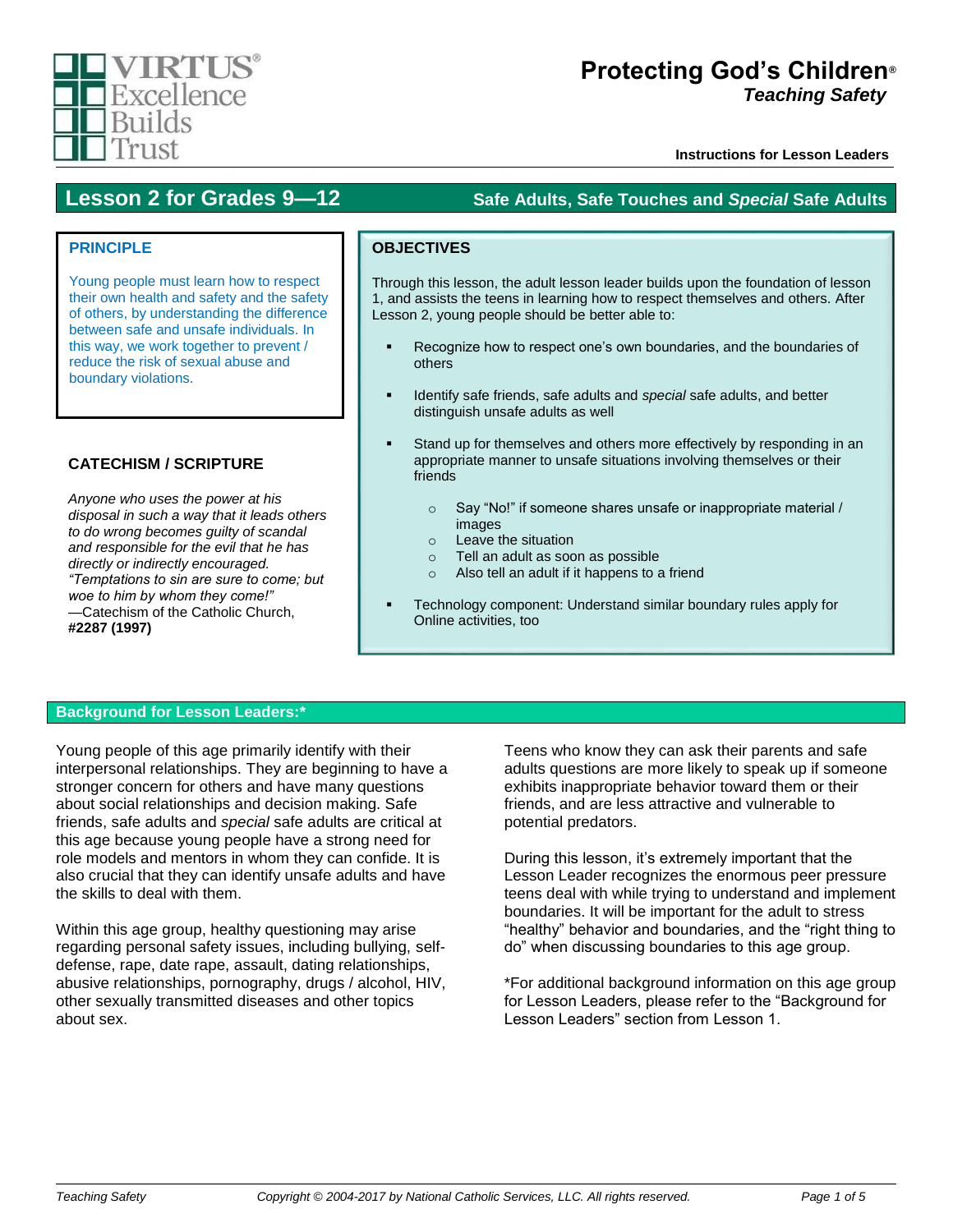VIRTUS® Excellence Builds Trust

# Protecting God's Children®

***Teaching Safety***

**Instructions for Lesson Leaders**

## Lesson 2 for Grades 9—12

**Safe Adults, Safe Touches and *Special* Safe Adults**

### PRINCIPLE

Young people must learn how to respect their own health and safety and the safety of others, by understanding the difference between safe and unsafe individuals. In this way, we work together to prevent / reduce the risk of sexual abuse and boundary violations.

### CATECHISM / SCRIPTURE

*Anyone who uses the power at his disposal in such a way that it leads others to do wrong becomes guilty of scandal and responsible for the evil that he has directly or indirectly encouraged. "Temptations to sin are sure to come; but woe to him by whom they come!"*
—Catechism of the Catholic Church, **#2287 (1997)**

### OBJECTIVES

Through this lesson, the adult lesson leader builds upon the foundation of lesson 1, and assists the teens in learning how to respect themselves and others. After Lesson 2, young people should be better able to:

- Recognize how to respect one's own boundaries, and the boundaries of others
- Identify safe friends, safe adults and *special* safe adults, and better distinguish unsafe adults as well
- Stand up for themselves and others more effectively by responding in an appropriate manner to unsafe situations involving themselves or their friends
  - Say "No!" if someone shares unsafe or inappropriate material / images
  - Leave the situation
  - Tell an adult as soon as possible
  - Also tell an adult if it happens to a friend
- Technology component: Understand similar boundary rules apply for Online activities, too

## Background for Lesson Leaders:*

Young people of this age primarily identify with their interpersonal relationships. They are beginning to have a stronger concern for others and have many questions about social relationships and decision making. Safe friends, safe adults and *special* safe adults are critical at this age because young people have a strong need for role models and mentors in whom they can confide. It is also crucial that they can identify unsafe adults and have the skills to deal with them.

Within this age group, healthy questioning may arise regarding personal safety issues, including bullying, self-defense, rape, date rape, assault, dating relationships, abusive relationships, pornography, drugs / alcohol, HIV, other sexually transmitted diseases and other topics about sex.

Teens who know they can ask their parents and safe adults questions are more likely to speak up if someone exhibits inappropriate behavior toward them or their friends, and are less attractive and vulnerable to potential predators.

During this lesson, it's extremely important that the Lesson Leader recognizes the enormous peer pressure teens deal with while trying to understand and implement boundaries. It will be important for the adult to stress "healthy" behavior and boundaries, and the "right thing to do" when discussing boundaries to this age group.

*For additional background information on this age group for Lesson Leaders, please refer to the "Background for Lesson Leaders" section from Lesson 1.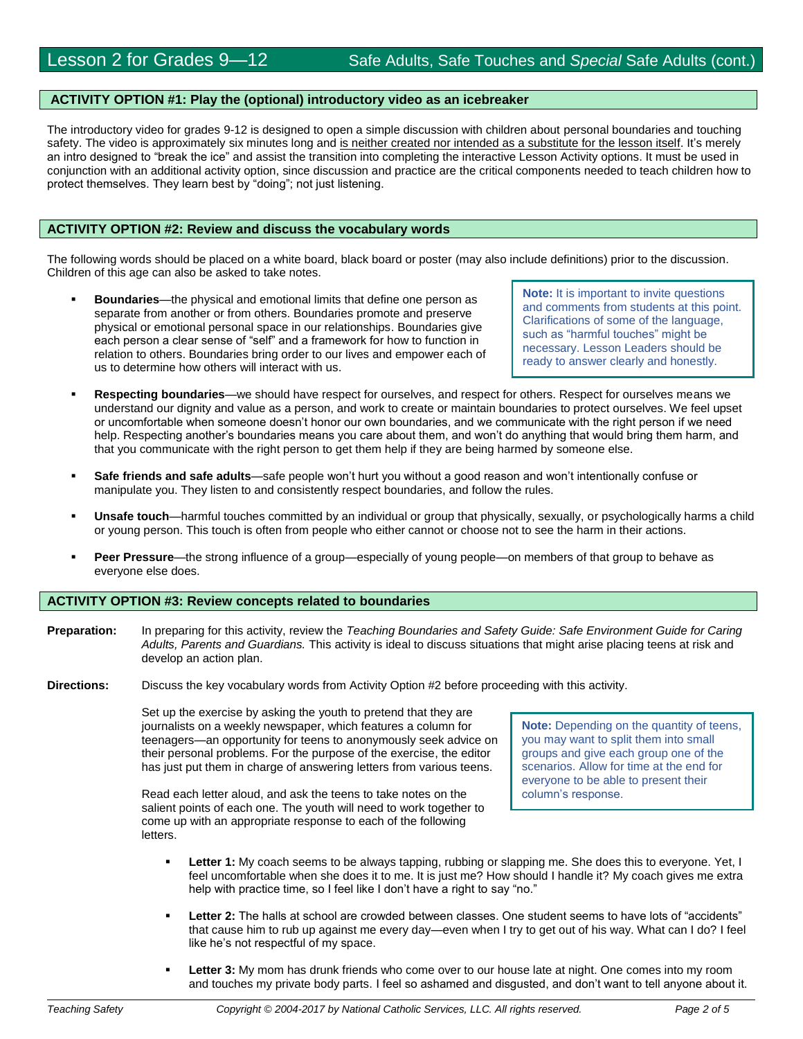## ACTIVITY OPTION #1: Play the (optional) introductory video as an icebreaker

The introductory video for grades 9-12 is designed to open a simple discussion with children about personal boundaries and touching safety. The video is approximately six minutes long and is neither created nor intended as a substitute for the lesson itself. It's merely an intro designed to "break the ice" and assist the transition into completing the interactive Lesson Activity options. It must be used in conjunction with an additional activity option, since discussion and practice are the critical components needed to teach children how to protect themselves. They learn best by "doing"; not just listening.

## ACTIVITY OPTION #2: Review and discuss the vocabulary words

The following words should be placed on a white board, black board or poster (may also include definitions) prior to the discussion. Children of this age can also be asked to take notes.

> **Note:** It is important to invite questions and comments from students at this point. Clarifications of some of the language, such as "harmful touches" might be necessary. Lesson Leaders should be ready to answer clearly and honestly.

- **Boundaries**—the physical and emotional limits that define one person as separate from another or from others. Boundaries promote and preserve physical or emotional personal space in our relationships. Boundaries give each person a clear sense of "self" and a framework for how to function in relation to others. Boundaries bring order to our lives and empower each of us to determine how others will interact with us.
- **Respecting boundaries**—we should have respect for ourselves, and respect for others. Respect for ourselves means we understand our dignity and value as a person, and work to create or maintain boundaries to protect ourselves. We feel upset or uncomfortable when someone doesn't honor our own boundaries, and we communicate with the right person if we need help. Respecting another's boundaries means you care about them, and won't do anything that would bring them harm, and that you communicate with the right person to get them help if they are being harmed by someone else.
- **Safe friends and safe adults**—safe people won't hurt you without a good reason and won't intentionally confuse or manipulate you. They listen to and consistently respect boundaries, and follow the rules.
- **Unsafe touch**—harmful touches committed by an individual or group that physically, sexually, or psychologically harms a child or young person. This touch is often from people who either cannot or choose not to see the harm in their actions.
- **Peer Pressure**—the strong influence of a group—especially of young people—on members of that group to behave as everyone else does.

## ACTIVITY OPTION #3: Review concepts related to boundaries

**Preparation:** In preparing for this activity, review the *Teaching Boundaries and Safety Guide: Safe Environment Guide for Caring Adults, Parents and Guardians.* This activity is ideal to discuss situations that might arise placing teens at risk and develop an action plan.

**Directions:** Discuss the key vocabulary words from Activity Option #2 before proceeding with this activity.

Set up the exercise by asking the youth to pretend that they are journalists on a weekly newspaper, which features a column for teenagers—an opportunity for teens to anonymously seek advice on their personal problems. For the purpose of the exercise, the editor has just put them in charge of answering letters from various teens.

Read each letter aloud, and ask the teens to take notes on the salient points of each one. The youth will need to work together to come up with an appropriate response to each of the following letters.

> **Note:** Depending on the quantity of teens, you may want to split them into small groups and give each group one of the scenarios. Allow for time at the end for everyone to be able to present their column's response.

- **Letter 1:** My coach seems to be always tapping, rubbing or slapping me. She does this to everyone. Yet, I feel uncomfortable when she does it to me. It is just me? How should I handle it? My coach gives me extra help with practice time, so I feel like I don't have a right to say "no."
- **Letter 2:** The halls at school are crowded between classes. One student seems to have lots of "accidents" that cause him to rub up against me every day—even when I try to get out of his way. What can I do? I feel like he's not respectful of my space.
- **Letter 3:** My mom has drunk friends who come over to our house late at night. One comes into my room and touches my private body parts. I feel so ashamed and disgusted, and don't want to tell anyone about it.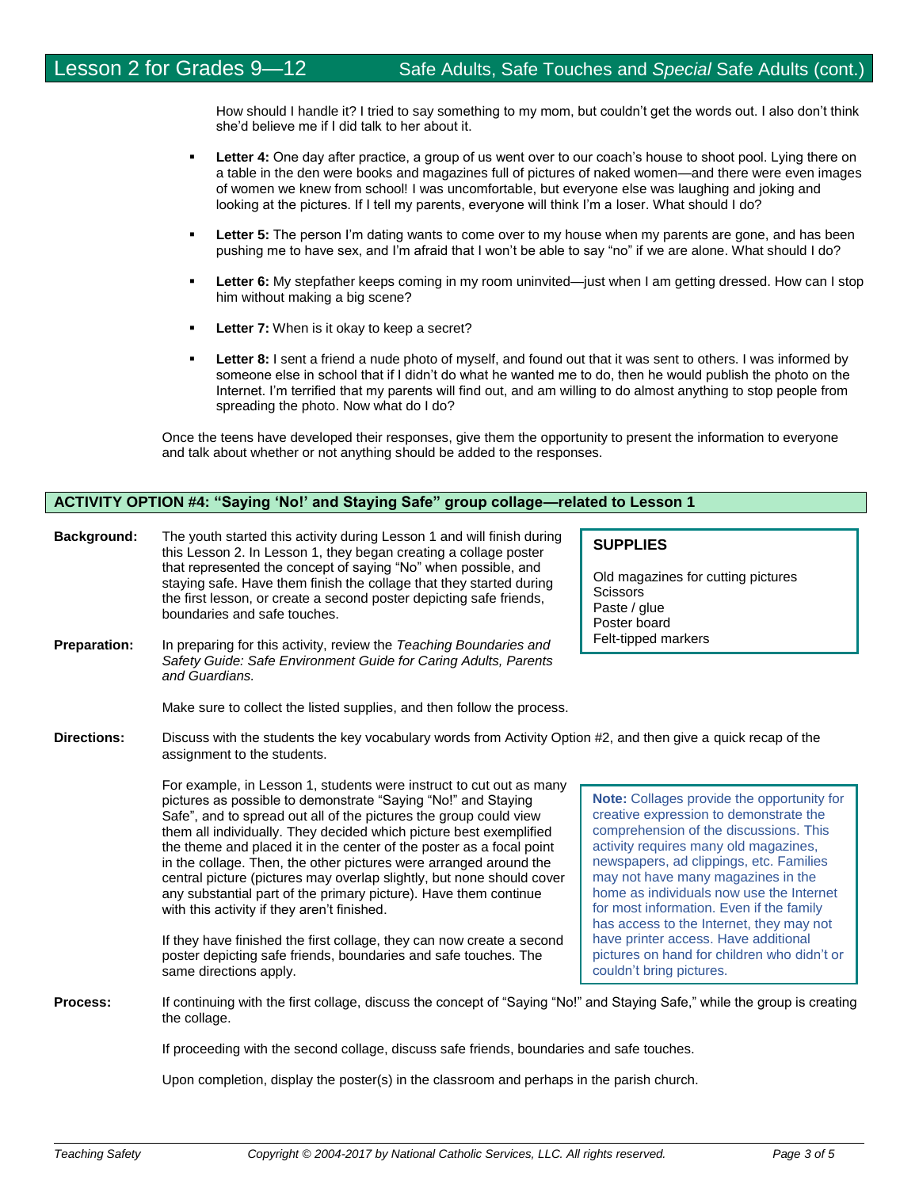How should I handle it? I tried to say something to my mom, but couldn't get the words out. I also don't think she'd believe me if I did talk to her about it.

- **Letter 4:** One day after practice, a group of us went over to our coach's house to shoot pool. Lying there on a table in the den were books and magazines full of pictures of naked women—and there were even images of women we knew from school! I was uncomfortable, but everyone else was laughing and joking and looking at the pictures. If I tell my parents, everyone will think I'm a loser. What should I do?

- **Letter 5:** The person I'm dating wants to come over to my house when my parents are gone, and has been pushing me to have sex, and I'm afraid that I won't be able to say "no" if we are alone. What should I do?

- **Letter 6:** My stepfather keeps coming in my room uninvited—just when I am getting dressed. How can I stop him without making a big scene?

- **Letter 7:** When is it okay to keep a secret?

- **Letter 8:** I sent a friend a nude photo of myself, and found out that it was sent to others. I was informed by someone else in school that if I didn't do what he wanted me to do, then he would publish the photo on the Internet. I'm terrified that my parents will find out, and am willing to do almost anything to stop people from spreading the photo. Now what do I do?

Once the teens have developed their responses, give them the opportunity to present the information to everyone and talk about whether or not anything should be added to the responses.

## ACTIVITY OPTION #4: "Saying 'No!' and Staying Safe" group collage—related to Lesson 1

**Background:** The youth started this activity during Lesson 1 and will finish during this Lesson 2. In Lesson 1, they began creating a collage poster that represented the concept of saying "No" when possible, and staying safe. Have them finish the collage that they started during the first lesson, or create a second poster depicting safe friends, boundaries and safe touches.

**SUPPLIES**

Old magazines for cutting pictures
Scissors
Paste / glue
Poster board
Felt-tipped markers

**Preparation:** In preparing for this activity, review the *Teaching Boundaries and Safety Guide: Safe Environment Guide for Caring Adults, Parents and Guardians.*

Make sure to collect the listed supplies, and then follow the process.

**Directions:** Discuss with the students the key vocabulary words from Activity Option #2, and then give a quick recap of the assignment to the students.

For example, in Lesson 1, students were instruct to cut out as many pictures as possible to demonstrate "Saying "No!" and Staying Safe", and to spread out all of the pictures the group could view them all individually. They decided which picture best exemplified the theme and placed it in the center of the poster as a focal point in the collage. Then, the other pictures were arranged around the central picture (pictures may overlap slightly, but none should cover any substantial part of the primary picture). Have them continue with this activity if they aren't finished.

If they have finished the first collage, they can now create a second poster depicting safe friends, boundaries and safe touches. The same directions apply.

**Note:** Collages provide the opportunity for creative expression to demonstrate the comprehension of the discussions. This activity requires many old magazines, newspapers, ad clippings, etc. Families may not have many magazines in the home as individuals now use the Internet for most information. Even if the family has access to the Internet, they may not have printer access. Have additional pictures on hand for children who didn't or couldn't bring pictures.

**Process:** If continuing with the first collage, discuss the concept of "Saying "No!" and Staying Safe," while the group is creating the collage.

If proceeding with the second collage, discuss safe friends, boundaries and safe touches.

Upon completion, display the poster(s) in the classroom and perhaps in the parish church.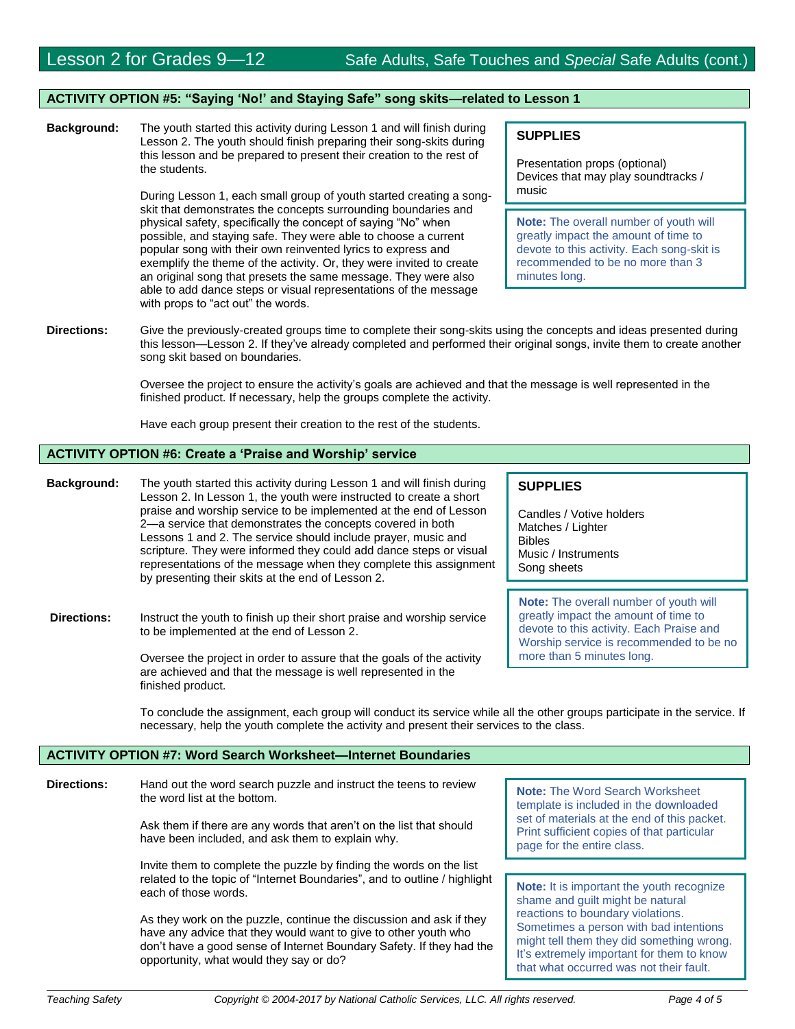## ACTIVITY OPTION #5: "Saying 'No!' and Staying Safe" song skits—related to Lesson 1

**Background:** The youth started this activity during Lesson 1 and will finish during Lesson 2. The youth should finish preparing their song-skits during this lesson and be prepared to present their creation to the rest of the students.

During Lesson 1, each small group of youth started creating a song-skit that demonstrates the concepts surrounding boundaries and physical safety, specifically the concept of saying "No" when possible, and staying safe. They were able to choose a current popular song with their own reinvented lyrics to express and exemplify the theme of the activity. Or, they were invited to create an original song that presets the same message. They were also able to add dance steps or visual representations of the message with props to "act out" the words.

**SUPPLIES**

Presentation props (optional)
Devices that may play soundtracks / music

**Note:** The overall number of youth will greatly impact the amount of time to devote to this activity. Each song-skit is recommended to be no more than 3 minutes long.

**Directions:** Give the previously-created groups time to complete their song-skits using the concepts and ideas presented during this lesson—Lesson 2. If they've already completed and performed their original songs, invite them to create another song skit based on boundaries.

Oversee the project to ensure the activity's goals are achieved and that the message is well represented in the finished product. If necessary, help the groups complete the activity.

Have each group present their creation to the rest of the students.

## ACTIVITY OPTION #6: Create a 'Praise and Worship' service

**Background:** The youth started this activity during Lesson 1 and will finish during Lesson 2. In Lesson 1, the youth were instructed to create a short praise and worship service to be implemented at the end of Lesson 2—a service that demonstrates the concepts covered in both Lessons 1 and 2. The service should include prayer, music and scripture. They were informed they could add dance steps or visual representations of the message when they complete this assignment by presenting their skits at the end of Lesson 2.

**SUPPLIES**

Candles / Votive holders
Matches / Lighter
Bibles
Music / Instruments
Song sheets

**Note:** The overall number of youth will greatly impact the amount of time to devote to this activity. Each Praise and Worship service is recommended to be no more than 5 minutes long.

**Directions:** Instruct the youth to finish up their short praise and worship service to be implemented at the end of Lesson 2.

Oversee the project in order to assure that the goals of the activity are achieved and that the message is well represented in the finished product.

To conclude the assignment, each group will conduct its service while all the other groups participate in the service. If necessary, help the youth complete the activity and present their services to the class.

## ACTIVITY OPTION #7: Word Search Worksheet—Internet Boundaries

**Directions:** Hand out the word search puzzle and instruct the teens to review the word list at the bottom.

Ask them if there are any words that aren't on the list that should have been included, and ask them to explain why.

Invite them to complete the puzzle by finding the words on the list related to the topic of "Internet Boundaries", and to outline / highlight each of those words.

As they work on the puzzle, continue the discussion and ask if they have any advice that they would want to give to other youth who don't have a good sense of Internet Boundary Safety. If they had the opportunity, what would they say or do?

**Note:** The Word Search Worksheet template is included in the downloaded set of materials at the end of this packet. Print sufficient copies of that particular page for the entire class.

**Note:** It is important the youth recognize shame and guilt might be natural reactions to boundary violations. Sometimes a person with bad intentions might tell them they did something wrong. It's extremely important for them to know that what occurred was not their fault.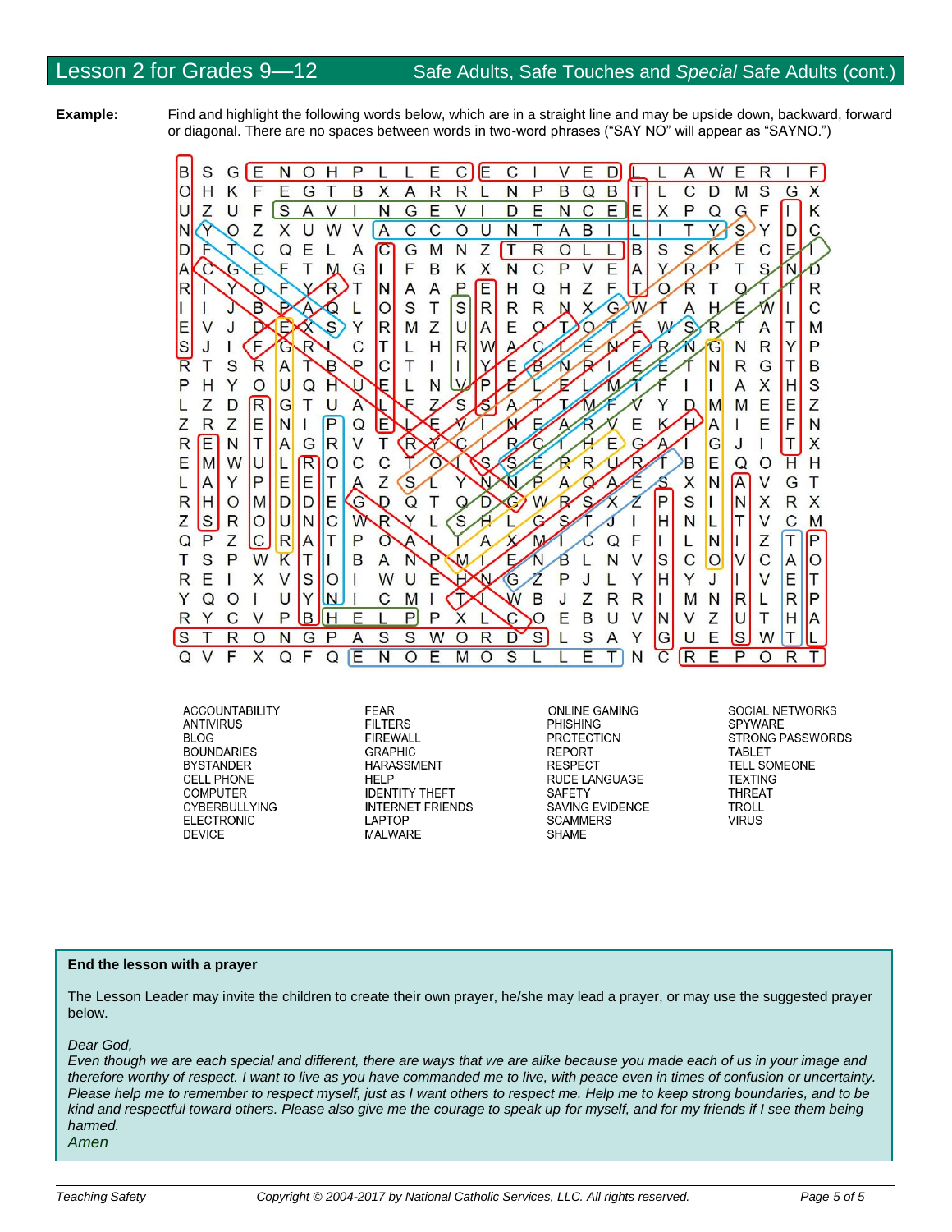**Example:** Find and highlight the following words below, which are in a straight line and may be upside down, backward, forward or diagonal. There are no spaces between words in two-word phrases ("SAY NO" will appear as "SAYNO.")

```
B S G E N O H P L L E C E C I V E D L L A W E R I F
O H K F E G T B X A R R L N P B Q B T L C D M S G X
U Z U F S A V I N G E V I D E N C E E X P Q G F I K
N Y O Z X U W V A C C O U N T A B I L I T Y S Y D C
D F T C Q E L A C G M N Z T R O L L B S S K E C E I
A C G E F T M G I F B K X N C P V E A Y R P T S N D
R I Y O F Y R T N A A P E H Q H Z F T O R T Q T T R
I I J B P A Q L O S T S R R R N X G W T A H E W I C
E V J D E X S Y R M Z U A E O T O T E W S R T A T M
S J I F G R I C T L H R W A C L E N F R N G N R Y P
R T S R A T B P C T I I Y E B N R I E E T N R G T B
P H Y O U Q H U E L N V P E L E L M T F I I A X H S
L Z D R G T U A L F Z S S A T T M F V Y D M M E E Z
Z R Z E N I P Q E L E V I N E A R V E K H A I E F N
R E N T A G R V T R Y C I R C I H E G A I G J I T X
E M W U L R O C C T O L S S E R R U R T B E Q O H H
L A Y P E E T A Z S L Y N N P A Q A E S X N A V G T
R H O M D D E G D Q T Q D G W R S X Z P S I N X R X
Z S R O U N C W R Y L S H L G S T J I H N L T V C M
Q P Z C R A T P O A I I A X M I C Q F I L N I Z T P
T S P W K T I B A N P M I E N B L N V S C O V C A O
R E I X V S O I W U E H N G Z P J L Y H Y J I V E T
Y Q O I U Y N I C M I T I W B J Z R R I M N R L R P
R Y C V P B H E L P P X L C O E B U V N V Z U T H A
S T R O N G P A S S W O R D S L S A Y G U E S W T L
Q V F X Q F Q E N O E M O S L L E T N C R E P O R T
```

ACCOUNTABILITY
ANTIVIRUS
BLOG
BOUNDARIES
BYSTANDER
CELL PHONE
COMPUTER
CYBERBULLYING
ELECTRONIC
DEVICE

FEAR
FILTERS
FIREWALL
GRAPHIC
HARASSMENT
HELP
IDENTITY THEFT
INTERNET FRIENDS
LAPTOP
MALWARE

ONLINE GAMING
PHISHING
PROTECTION
REPORT
RESPECT
RUDE LANGUAGE
SAFETY
SAVING EVIDENCE
SCAMMERS
SHAME

SOCIAL NETWORKS
SPYWARE
STRONG PASSWORDS
TABLET
TELL SOMEONE
TEXTING
THREAT
TROLL
VIRUS

**End the lesson with a prayer**

The Lesson Leader may invite the children to create their own prayer, he/she may lead a prayer, or may use the suggested prayer below.

*Dear God,*
*Even though we are each special and different, there are ways that we are alike because you made each of us in your image and therefore worthy of respect. I want to live as you have commanded me to live, with peace even in times of confusion or uncertainty. Please help me to remember to respect myself, just as I want others to respect me. Help me to keep strong boundaries, and to be kind and respectful toward others. Please also give me the courage to speak up for myself, and for my friends if I see them being harmed.*
*Amen*